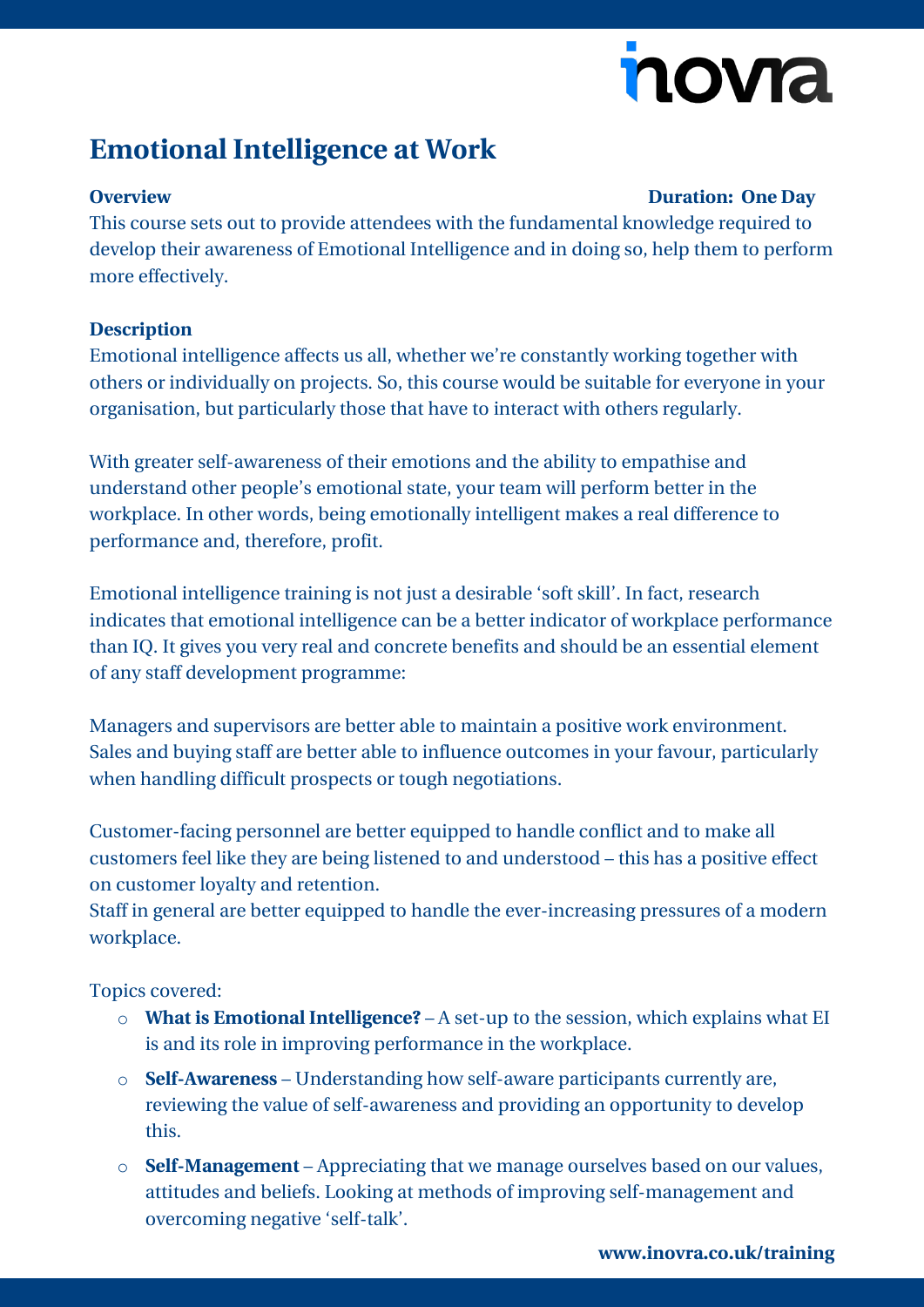# Emotional Intelligence at Work

**Overview** **Duration: One Day**

This course sets out to provide attendees with the fundamental knowledge required to develop their awareness of Emotional Intelligence and in doing so, help them to perform more effectively.

**Description**

Emotional intelligence affects us all, whether we're constantly working together with others or individually on projects. So, this course would be suitable for everyone in your organisation, but particularly those that have to interact with others regularly.

With greater self-awareness of their emotions and the ability to empathise and understand other people's emotional state, your team will perform better in the workplace. In other words, being emotionally intelligent makes a real difference to performance and, therefore, profit.

Emotional intelligence training is not just a desirable 'soft skill'. In fact, research indicates that emotional intelligence can be a better indicator of workplace performance than IQ. It gives you very real and concrete benefits and should be an essential element of any staff development programme:

Managers and supervisors are better able to maintain a positive work environment. Sales and buying staff are better able to influence outcomes in your favour, particularly when handling difficult prospects or tough negotiations.

Customer-facing personnel are better equipped to handle conflict and to make all customers feel like they are being listened to and understood – this has a positive effect on customer loyalty and retention.
Staff in general are better equipped to handle the ever-increasing pressures of a modern workplace.

Topics covered:

- **What is Emotional Intelligence?** – A set-up to the session, which explains what EI is and its role in improving performance in the workplace.
- **Self-Awareness** – Understanding how self-aware participants currently are, reviewing the value of self-awareness and providing an opportunity to develop this.
- **Self-Management** – Appreciating that we manage ourselves based on our values, attitudes and beliefs. Looking at methods of improving self-management and overcoming negative 'self-talk'.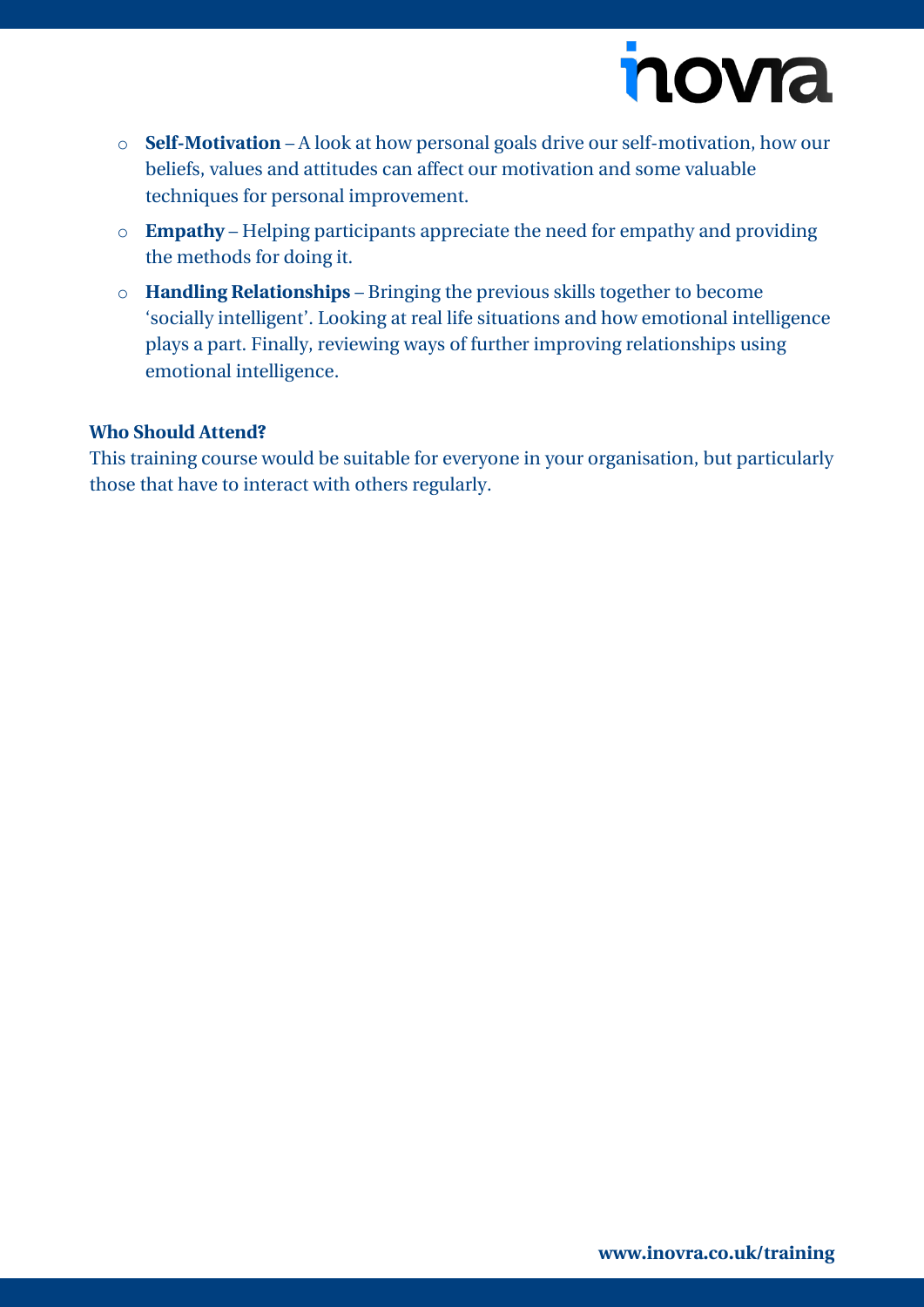- **Self-Motivation** – A look at how personal goals drive our self-motivation, how our beliefs, values and attitudes can affect our motivation and some valuable techniques for personal improvement.
- **Empathy** – Helping participants appreciate the need for empathy and providing the methods for doing it.
- **Handling Relationships** – Bringing the previous skills together to become 'socially intelligent'. Looking at real life situations and how emotional intelligence plays a part. Finally, reviewing ways of further improving relationships using emotional intelligence.

**Who Should Attend?**

This training course would be suitable for everyone in your organisation, but particularly those that have to interact with others regularly.